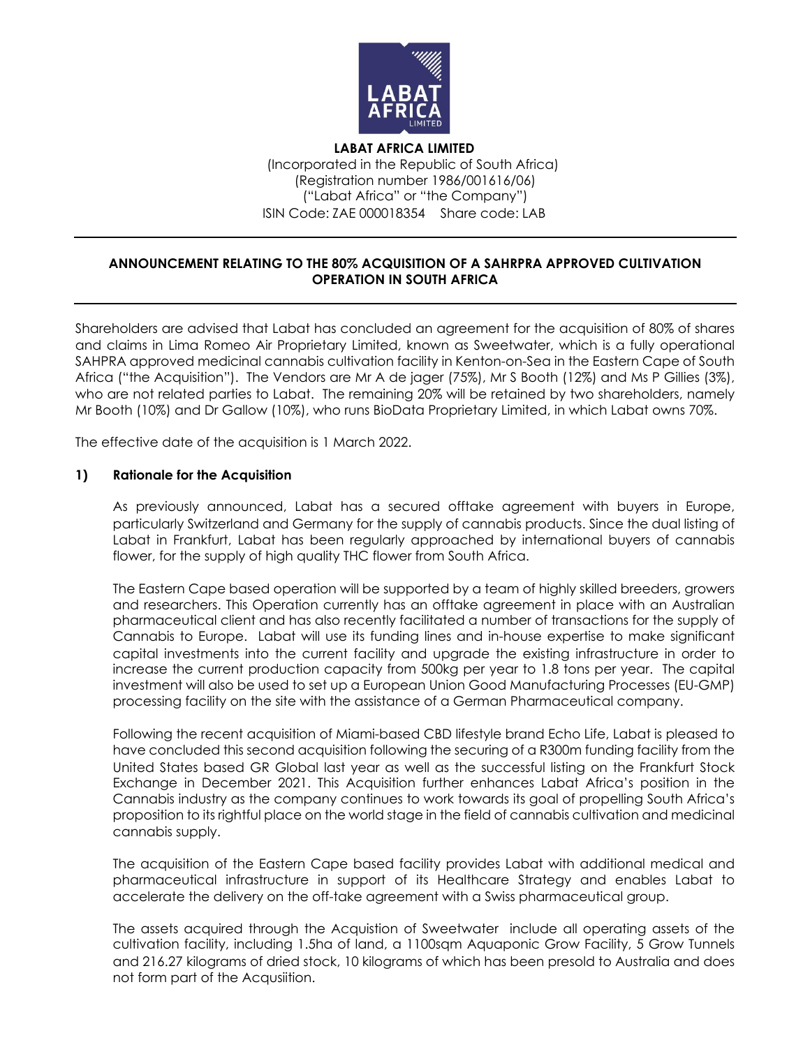**LABAT AFRICA LIMITED**
(Incorporated in the Republic of South Africa)
(Registration number 1986/001616/06)
("Labat Africa" or "the Company")
ISIN Code: ZAE 000018354 Share code: LAB

## ANNOUNCEMENT RELATING TO THE 80% ACQUISITION OF A SAHRPRA APPROVED CULTIVATION OPERATION IN SOUTH AFRICA

Shareholders are advised that Labat has concluded an agreement for the acquisition of 80% of shares and claims in Lima Romeo Air Proprietary Limited, known as Sweetwater, which is a fully operational SAHPRA approved medicinal cannabis cultivation facility in Kenton-on-Sea in the Eastern Cape of South Africa ("the Acquisition"). The Vendors are Mr A de jager (75%), Mr S Booth (12%) and Ms P Gillies (3%), who are not related parties to Labat. The remaining 20% will be retained by two shareholders, namely Mr Booth (10%) and Dr Gallow (10%), who runs BioData Proprietary Limited, in which Labat owns 70%.

The effective date of the acquisition is 1 March 2022.

### 1) Rationale for the Acquisition

As previously announced, Labat has a secured offtake agreement with buyers in Europe, particularly Switzerland and Germany for the supply of cannabis products. Since the dual listing of Labat in Frankfurt, Labat has been regularly approached by international buyers of cannabis flower, for the supply of high quality THC flower from South Africa.

The Eastern Cape based operation will be supported by a team of highly skilled breeders, growers and researchers. This Operation currently has an offtake agreement in place with an Australian pharmaceutical client and has also recently facilitated a number of transactions for the supply of Cannabis to Europe. Labat will use its funding lines and in-house expertise to make significant capital investments into the current facility and upgrade the existing infrastructure in order to increase the current production capacity from 500kg per year to 1.8 tons per year. The capital investment will also be used to set up a European Union Good Manufacturing Processes (EU-GMP) processing facility on the site with the assistance of a German Pharmaceutical company.

Following the recent acquisition of Miami-based CBD lifestyle brand Echo Life, Labat is pleased to have concluded this second acquisition following the securing of a R300m funding facility from the United States based GR Global last year as well as the successful listing on the Frankfurt Stock Exchange in December 2021. This Acquisition further enhances Labat Africa's position in the Cannabis industry as the company continues to work towards its goal of propelling South Africa's proposition to its rightful place on the world stage in the field of cannabis cultivation and medicinal cannabis supply.

The acquisition of the Eastern Cape based facility provides Labat with additional medical and pharmaceutical infrastructure in support of its Healthcare Strategy and enables Labat to accelerate the delivery on the off-take agreement with a Swiss pharmaceutical group.

The assets acquired through the Acquistion of Sweetwater include all operating assets of the cultivation facility, including 1.5ha of land, a 1100sqm Aquaponic Grow Facility, 5 Grow Tunnels and 216.27 kilograms of dried stock, 10 kilograms of which has been presold to Australia and does not form part of the Acqusiition.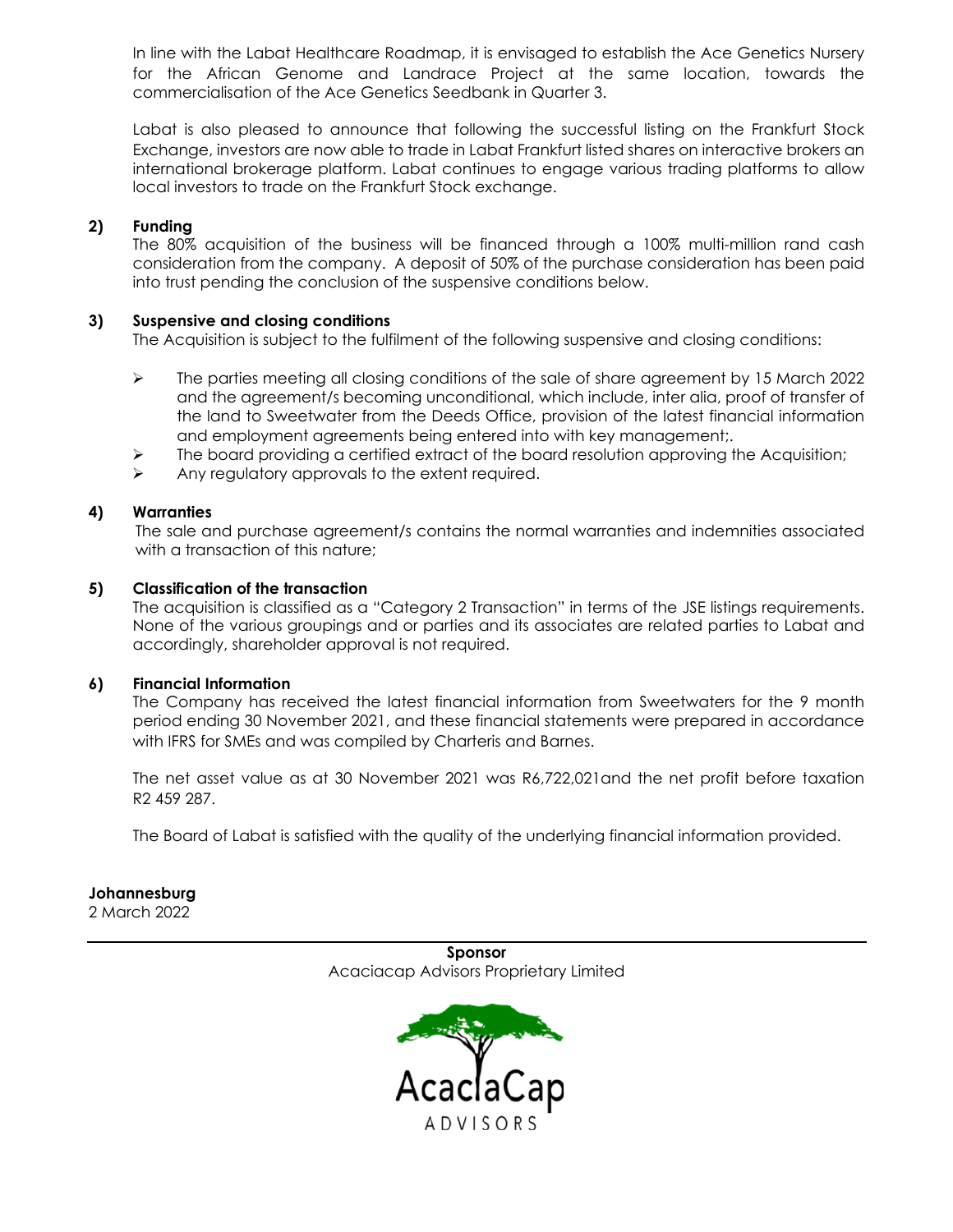In line with the Labat Healthcare Roadmap, it is envisaged to establish the Ace Genetics Nursery for the African Genome and Landrace Project at the same location, towards the commercialisation of the Ace Genetics Seedbank in Quarter 3.

Labat is also pleased to announce that following the successful listing on the Frankfurt Stock Exchange, investors are now able to trade in Labat Frankfurt listed shares on interactive brokers an international brokerage platform. Labat continues to engage various trading platforms to allow local investors to trade on the Frankfurt Stock exchange.

**2) Funding**

The 80% acquisition of the business will be financed through a 100% multi-million rand cash consideration from the company. A deposit of 50% of the purchase consideration has been paid into trust pending the conclusion of the suspensive conditions below.

**3) Suspensive and closing conditions**

The Acquisition is subject to the fulfilment of the following suspensive and closing conditions:

- The parties meeting all closing conditions of the sale of share agreement by 15 March 2022 and the agreement/s becoming unconditional, which include, inter alia, proof of transfer of the land to Sweetwater from the Deeds Office, provision of the latest financial information and employment agreements being entered into with key management;.
- The board providing a certified extract of the board resolution approving the Acquisition;
- Any regulatory approvals to the extent required.

**4) Warranties**

The sale and purchase agreement/s contains the normal warranties and indemnities associated with a transaction of this nature;

**5) Classification of the transaction**

The acquisition is classified as a "Category 2 Transaction" in terms of the JSE listings requirements. None of the various groupings and or parties and its associates are related parties to Labat and accordingly, shareholder approval is not required.

**6) Financial Information**

The Company has received the latest financial information from Sweetwaters for the 9 month period ending 30 November 2021, and these financial statements were prepared in accordance with IFRS for SMEs and was compiled by Charteris and Barnes.

The net asset value as at 30 November 2021 was R6,722,021and the net profit before taxation R2 459 287.

The Board of Labat is satisfied with the quality of the underlying financial information provided.

**Johannesburg**
2 March 2022

**Sponsor**
Acaciacap Advisors Proprietary Limited

AcaciaCap
ADVISORS